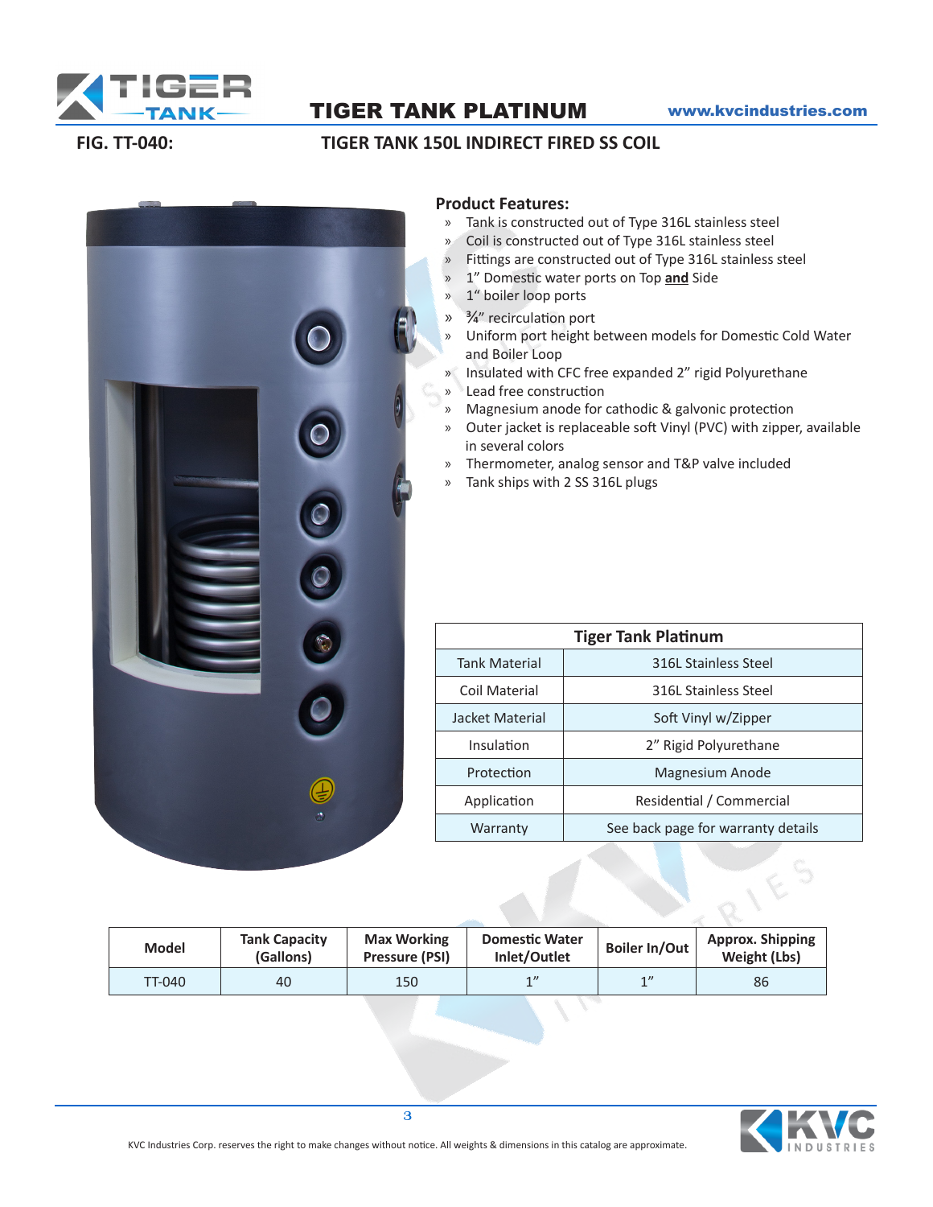# TIGER TANK PLATINUM

www.kvcindustries.com

**FIG. TT-040:** **TIGER TANK 150L INDIRECT FIRED SS COIL**

## Product Features:

- Tank is constructed out of Type 316L stainless steel
- Coil is constructed out of Type 316L stainless steel
- Fittings are constructed out of Type 316L stainless steel
- 1" Domestic water ports on Top **and** Side
- 1" boiler loop ports
- ¾" recirculation port
- Uniform port height between models for Domestic Cold Water and Boiler Loop
- Insulated with CFC free expanded 2" rigid Polyurethane
- Lead free construction
- Magnesium anode for cathodic & galvonic protection
- Outer jacket is replaceable soft Vinyl (PVC) with zipper, available in several colors
- Thermometer, analog sensor and T&P valve included
- Tank ships with 2 SS 316L plugs

| Tiger Tank Platinum | |
|---|---|
| Tank Material | 316L Stainless Steel |
| Coil Material | 316L Stainless Steel |
| Jacket Material | Soft Vinyl w/Zipper |
| Insulation | 2" Rigid Polyurethane |
| Protection | Magnesium Anode |
| Application | Residential / Commercial |
| Warranty | See back page for warranty details |

| Model | Tank Capacity (Gallons) | Max Working Pressure (PSI) | Domestic Water Inlet/Outlet | Boiler In/Out | Approx. Shipping Weight (Lbs) |
|---|---|---|---|---|---|
| TT-040 | 40 | 150 | 1" | 1" | 86 |

KVC Industries Corp. reserves the right to make changes without notice. All weights & dimensions in this catalog are approximate.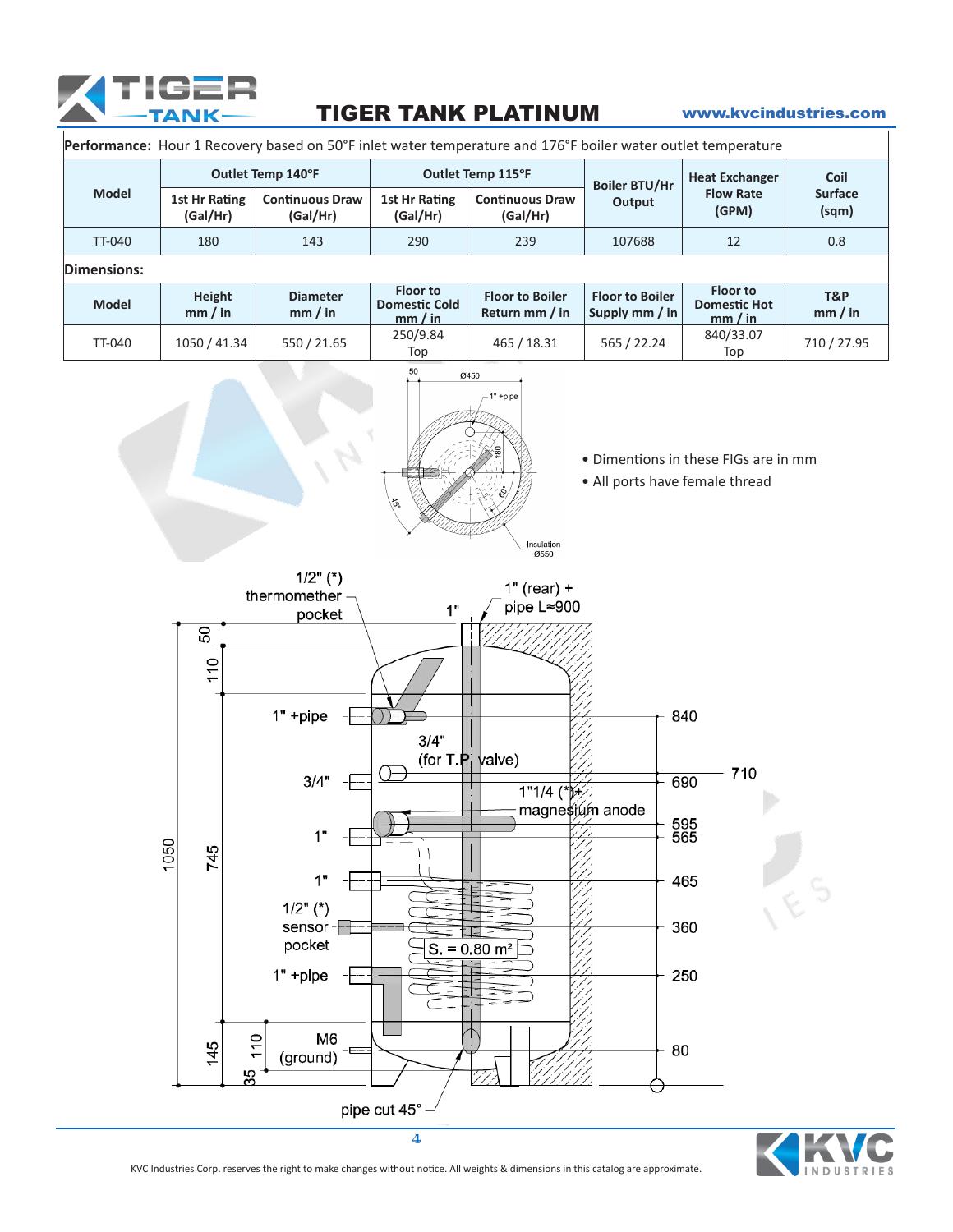# TIGER TANK PLATINUM

www.kvcindustries.com

**Performance:** Hour 1 Recovery based on 50°F inlet water temperature and 176°F boiler water outlet temperature

| Model | Outlet Temp 140°F | | Outlet Temp 115°F | | Boiler BTU/Hr Output | Heat Exchanger Flow Rate (GPM) | Coil Surface (sqm) |
|---|---|---|---|---|---|---|---|
| | 1st Hr Rating (Gal/Hr) | Continuous Draw (Gal/Hr) | 1st Hr Rating (Gal/Hr) | Continuous Draw (Gal/Hr) | | | |
| TT-040 | 180 | 143 | 290 | 239 | 107688 | 12 | 0.8 |

**Dimensions:**

| Model | Height mm / in | Diameter mm / in | Floor to Domestic Cold mm / in | Floor to Boiler Return mm / in | Floor to Boiler Supply mm / in | Floor to Domestic Hot mm / in | T&P mm / in |
|---|---|---|---|---|---|---|---|
| TT-040 | 1050 / 41.34 | 550 / 21.65 | 250/9.84 Top | 465 / 18.31 | 565 / 22.24 | 840/33.07 Top | 710 / 27.95 |

- Dimentions in these FIGs are in mm
- All ports have female thread

50
Ø450
1" +pipe
180
60°
45°
Insulation
Ø550

1/2" (*) thermomether pocket
1"
1" (rear) + pipe L≈900
1" +pipe
3/4" (for T.P. valve)
3/4"
1"1/4 (*)+ magnesium anode
1"
1"
1/2" (*) sensor pocket
S. = 0.80 m²
1" +pipe
M6 (ground)
pipe cut 45°
50
110
1050
745
145
110
35
840
710
690
595
565
465
360
250
80

KVC Industries Corp. reserves the right to make changes without notice. All weights & dimensions in this catalog are approximate.